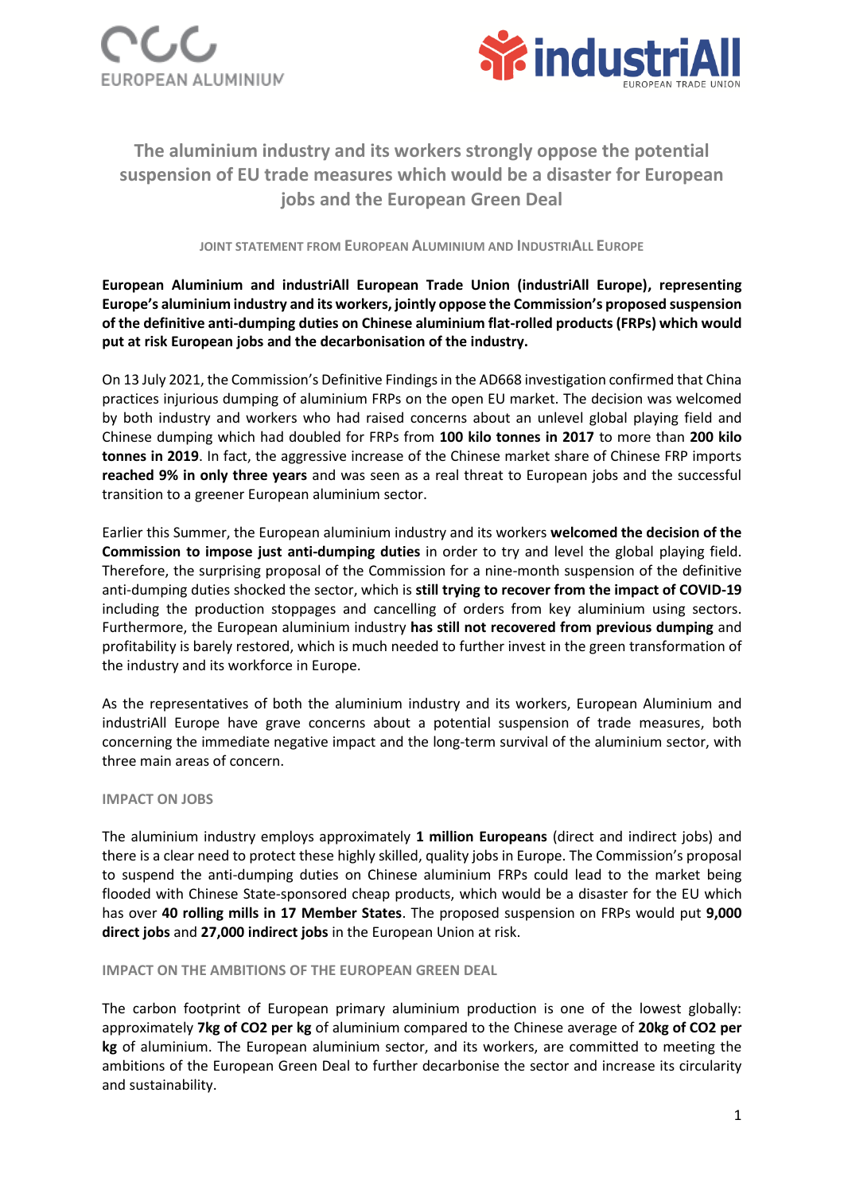# The aluminium industry and its workers strongly oppose the potential suspension of EU trade measures which would be a disaster for European jobs and the European Green Deal

JOINT STATEMENT FROM EUROPEAN ALUMINIUM AND INDUSTRIALL EUROPE

**European Aluminium and industriAll European Trade Union (industriAll Europe), representing Europe's aluminium industry and its workers, jointly oppose the Commission's proposed suspension of the definitive anti-dumping duties on Chinese aluminium flat-rolled products (FRPs) which would put at risk European jobs and the decarbonisation of the industry.**

On 13 July 2021, the Commission's Definitive Findings in the AD668 investigation confirmed that China practices injurious dumping of aluminium FRPs on the open EU market. The decision was welcomed by both industry and workers who had raised concerns about an unlevel global playing field and Chinese dumping which had doubled for FRPs from **100 kilo tonnes in 2017** to more than **200 kilo tonnes in 2019**. In fact, the aggressive increase of the Chinese market share of Chinese FRP imports **reached 9% in only three years** and was seen as a real threat to European jobs and the successful transition to a greener European aluminium sector.

Earlier this Summer, the European aluminium industry and its workers **welcomed the decision of the Commission to impose just anti-dumping duties** in order to try and level the global playing field. Therefore, the surprising proposal of the Commission for a nine-month suspension of the definitive anti-dumping duties shocked the sector, which is **still trying to recover from the impact of COVID-19** including the production stoppages and cancelling of orders from key aluminium using sectors. Furthermore, the European aluminium industry **has still not recovered from previous dumping** and profitability is barely restored, which is much needed to further invest in the green transformation of the industry and its workforce in Europe.

As the representatives of both the aluminium industry and its workers, European Aluminium and industriAll Europe have grave concerns about a potential suspension of trade measures, both concerning the immediate negative impact and the long-term survival of the aluminium sector, with three main areas of concern.

## IMPACT ON JOBS

The aluminium industry employs approximately **1 million Europeans** (direct and indirect jobs) and there is a clear need to protect these highly skilled, quality jobs in Europe. The Commission's proposal to suspend the anti-dumping duties on Chinese aluminium FRPs could lead to the market being flooded with Chinese State-sponsored cheap products, which would be a disaster for the EU which has over **40 rolling mills in 17 Member States**. The proposed suspension on FRPs would put **9,000 direct jobs** and **27,000 indirect jobs** in the European Union at risk.

## IMPACT ON THE AMBITIONS OF THE EUROPEAN GREEN DEAL

The carbon footprint of European primary aluminium production is one of the lowest globally: approximately **7kg of $CO_2$ per kg** of aluminium compared to the Chinese average of **20kg of $CO_2$ per kg** of aluminium. The European aluminium sector, and its workers, are committed to meeting the ambitions of the European Green Deal to further decarbonise the sector and increase its circularity and sustainability.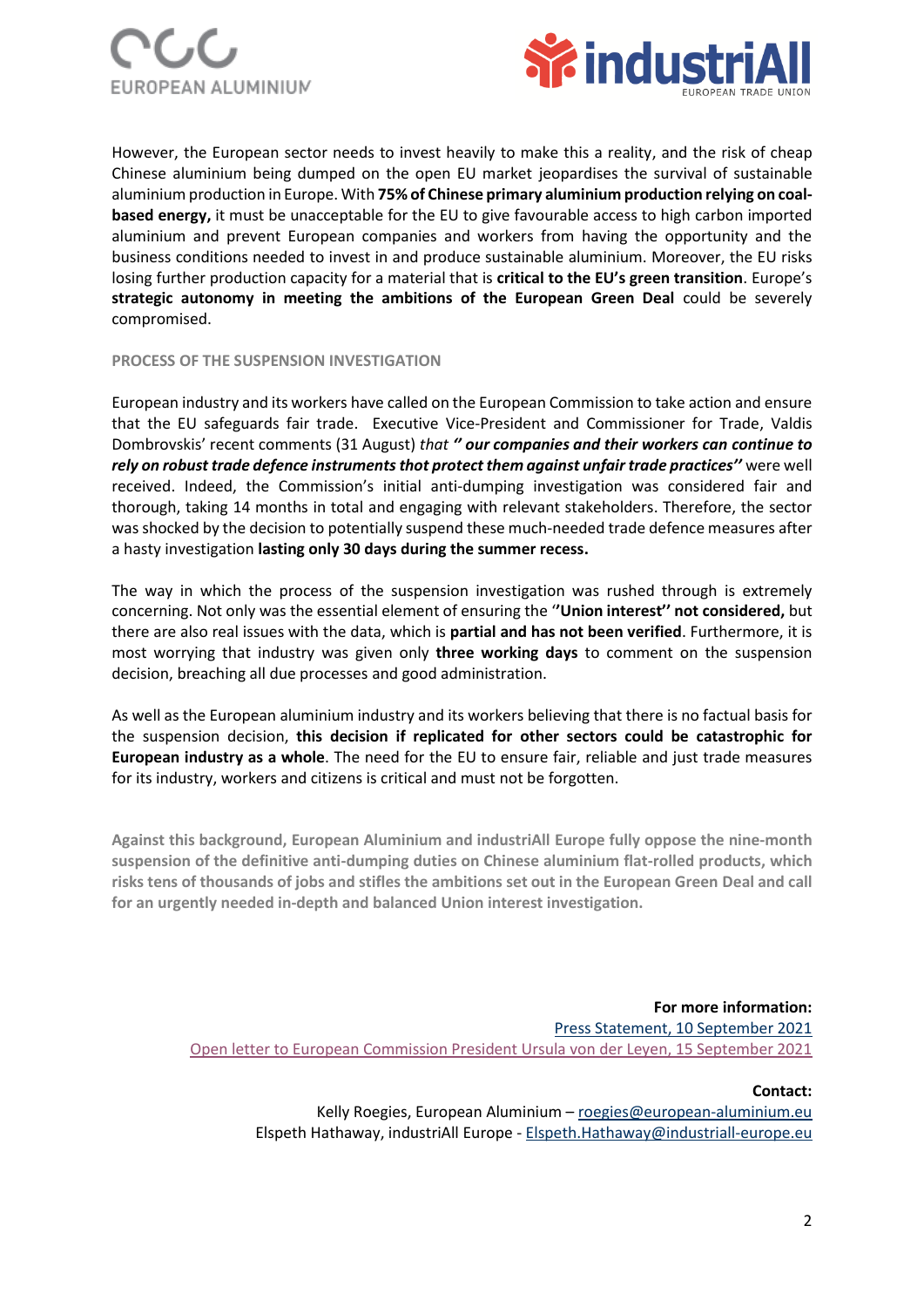However, the European sector needs to invest heavily to make this a reality, and the risk of cheap Chinese aluminium being dumped on the open EU market jeopardises the survival of sustainable aluminium production in Europe. With **75% of Chinese primary aluminium production relying on coal-based energy,** it must be unacceptable for the EU to give favourable access to high carbon imported aluminium and prevent European companies and workers from having the opportunity and the business conditions needed to invest in and produce sustainable aluminium. Moreover, the EU risks losing further production capacity for a material that is **critical to the EU's green transition**. Europe's **strategic autonomy in meeting the ambitions of the European Green Deal** could be severely compromised.

## PROCESS OF THE SUSPENSION INVESTIGATION

European industry and its workers have called on the European Commission to take action and ensure that the EU safeguards fair trade. Executive Vice-President and Commissioner for Trade, Valdis Dombrovskis' recent comments (31 August) *that **'' our companies and their workers can continue to rely on robust trade defence instruments thot protect them against unfair trade practices''*** were well received. Indeed, the Commission's initial anti-dumping investigation was considered fair and thorough, taking 14 months in total and engaging with relevant stakeholders. Therefore, the sector was shocked by the decision to potentially suspend these much-needed trade defence measures after a hasty investigation **lasting only 30 days during the summer recess.**

The way in which the process of the suspension investigation was rushed through is extremely concerning. Not only was the essential element of ensuring the ''**Union interest'' not considered,** but there are also real issues with the data, which is **partial and has not been verified**. Furthermore, it is most worrying that industry was given only **three working days** to comment on the suspension decision, breaching all due processes and good administration.

As well as the European aluminium industry and its workers believing that there is no factual basis for the suspension decision, **this decision if replicated for other sectors could be catastrophic for European industry as a whole**. The need for the EU to ensure fair, reliable and just trade measures for its industry, workers and citizens is critical and must not be forgotten.

**Against this background, European Aluminium and industriAll Europe fully oppose the nine-month suspension of the definitive anti-dumping duties on Chinese aluminium flat-rolled products, which risks tens of thousands of jobs and stifles the ambitions set out in the European Green Deal and call for an urgently needed in-depth and balanced Union interest investigation.**

**For more information:**
Press Statement, 10 September 2021
Open letter to European Commission President Ursula von der Leyen, 15 September 2021

**Contact:**
Kelly Roegies, European Aluminium – roegies@european-aluminium.eu
Elspeth Hathaway, industriAll Europe - Elspeth.Hathaway@industriall-europe.eu